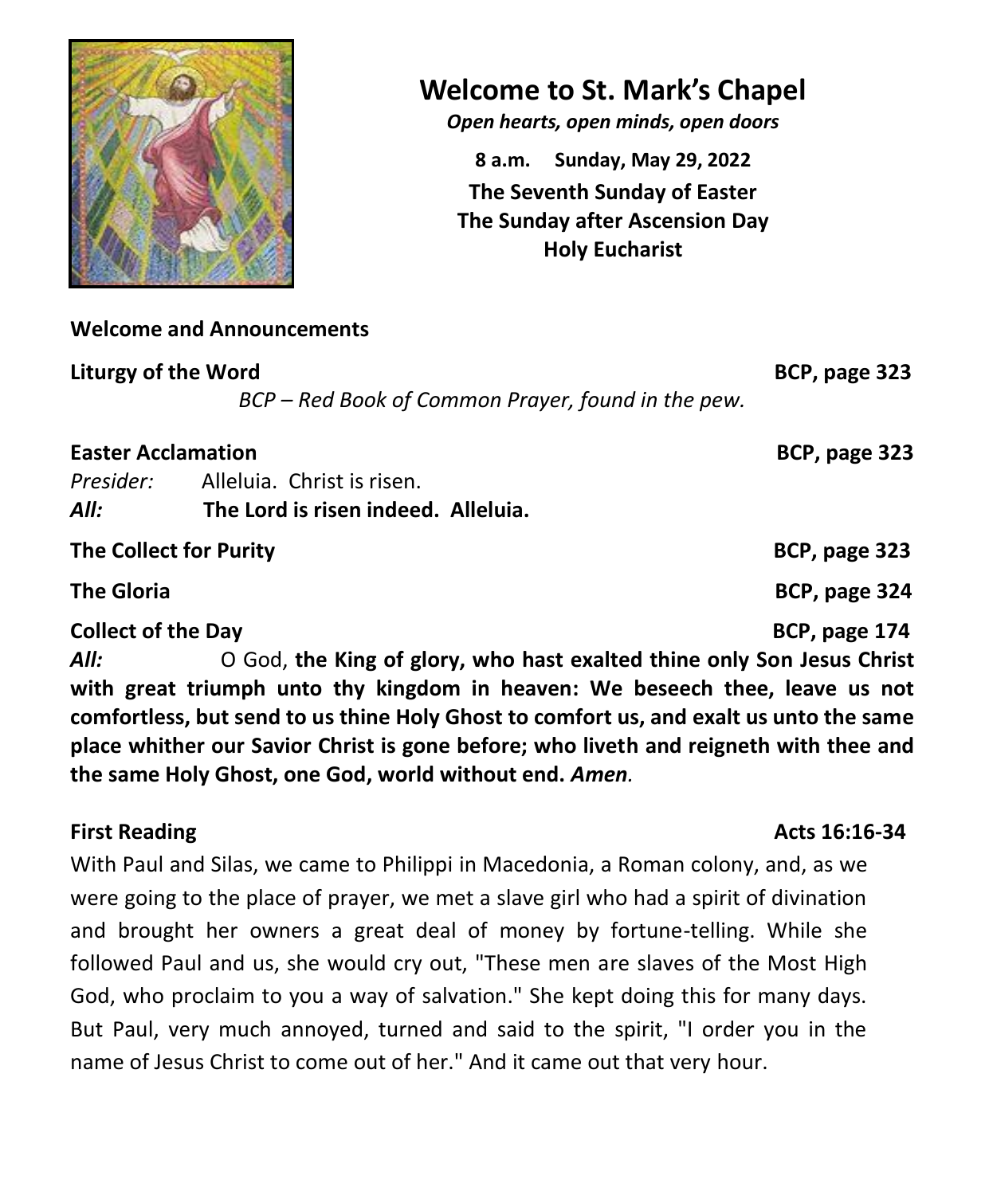# Welcome to St. Mark's Chapel

*Open hearts, open minds, open doors*

**8 a.m. Sunday, May 29, 2022**

**The Seventh Sunday of Easter**

**The Sunday after Ascension Day**

**Holy Eucharist**

**Welcome and Announcements**

**Liturgy of the Word** **BCP, page 323**

*BCP – Red Book of Common Prayer, found in the pew.*

**Easter Acclamation** **BCP, page 323**

*Presider:* Alleluia. Christ is risen.

***All:*** **The Lord is risen indeed. Alleluia.**

**The Collect for Purity** **BCP, page 323**

**The Gloria** **BCP, page 324**

**Collect of the Day** **BCP, page 174**

***All:*** O God, **the King of glory, who hast exalted thine only Son Jesus Christ with great triumph unto thy kingdom in heaven: We beseech thee, leave us not comfortless, but send to us thine Holy Ghost to comfort us, and exalt us unto the same place whither our Savior Christ is gone before; who liveth and reigneth with thee and the same Holy Ghost, one God, world without end.** ***Amen.***

**First Reading** **Acts 16:16-34**

With Paul and Silas, we came to Philippi in Macedonia, a Roman colony, and, as we were going to the place of prayer, we met a slave girl who had a spirit of divination and brought her owners a great deal of money by fortune-telling. While she followed Paul and us, she would cry out, "These men are slaves of the Most High God, who proclaim to you a way of salvation." She kept doing this for many days. But Paul, very much annoyed, turned and said to the spirit, "I order you in the name of Jesus Christ to come out of her." And it came out that very hour.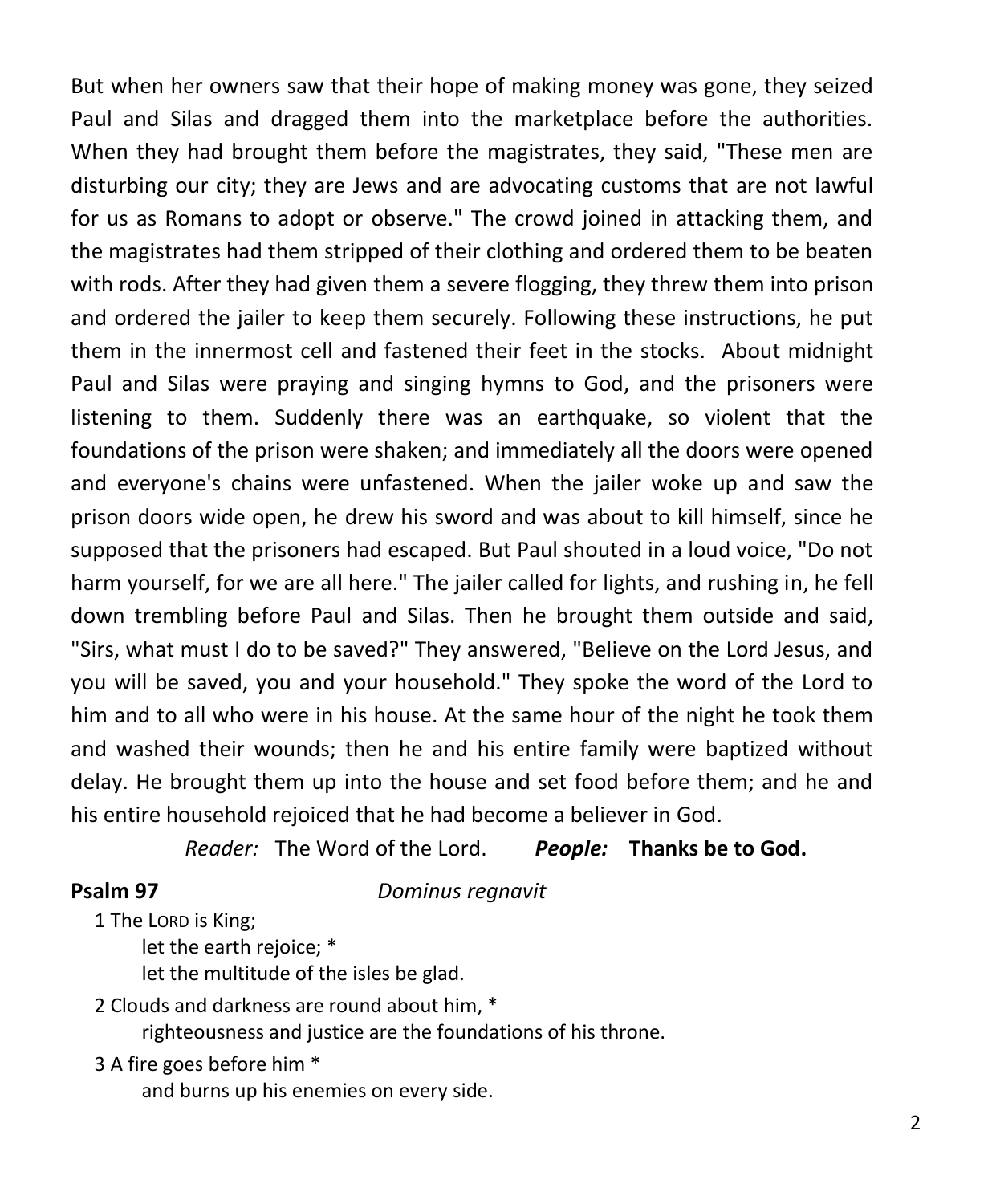But when her owners saw that their hope of making money was gone, they seized Paul and Silas and dragged them into the marketplace before the authorities. When they had brought them before the magistrates, they said, "These men are disturbing our city; they are Jews and are advocating customs that are not lawful for us as Romans to adopt or observe." The crowd joined in attacking them, and the magistrates had them stripped of their clothing and ordered them to be beaten with rods. After they had given them a severe flogging, they threw them into prison and ordered the jailer to keep them securely. Following these instructions, he put them in the innermost cell and fastened their feet in the stocks. About midnight Paul and Silas were praying and singing hymns to God, and the prisoners were listening to them. Suddenly there was an earthquake, so violent that the foundations of the prison were shaken; and immediately all the doors were opened and everyone's chains were unfastened. When the jailer woke up and saw the prison doors wide open, he drew his sword and was about to kill himself, since he supposed that the prisoners had escaped. But Paul shouted in a loud voice, "Do not harm yourself, for we are all here." The jailer called for lights, and rushing in, he fell down trembling before Paul and Silas. Then he brought them outside and said, "Sirs, what must I do to be saved?" They answered, "Believe on the Lord Jesus, and you will be saved, you and your household." They spoke the word of the Lord to him and to all who were in his house. At the same hour of the night he took them and washed their wounds; then he and his entire family were baptized without delay. He brought them up into the house and set food before them; and he and his entire household rejoiced that he had become a believer in God.

*Reader:* The Word of the Lord. ***People:*** **Thanks be to God.**

**Psalm 97** *Dominus regnavit*

1 The Lord is King;
let the earth rejoice; *
let the multitude of the isles be glad.

2 Clouds and darkness are round about him, *
righteousness and justice are the foundations of his throne.

3 A fire goes before him *
and burns up his enemies on every side.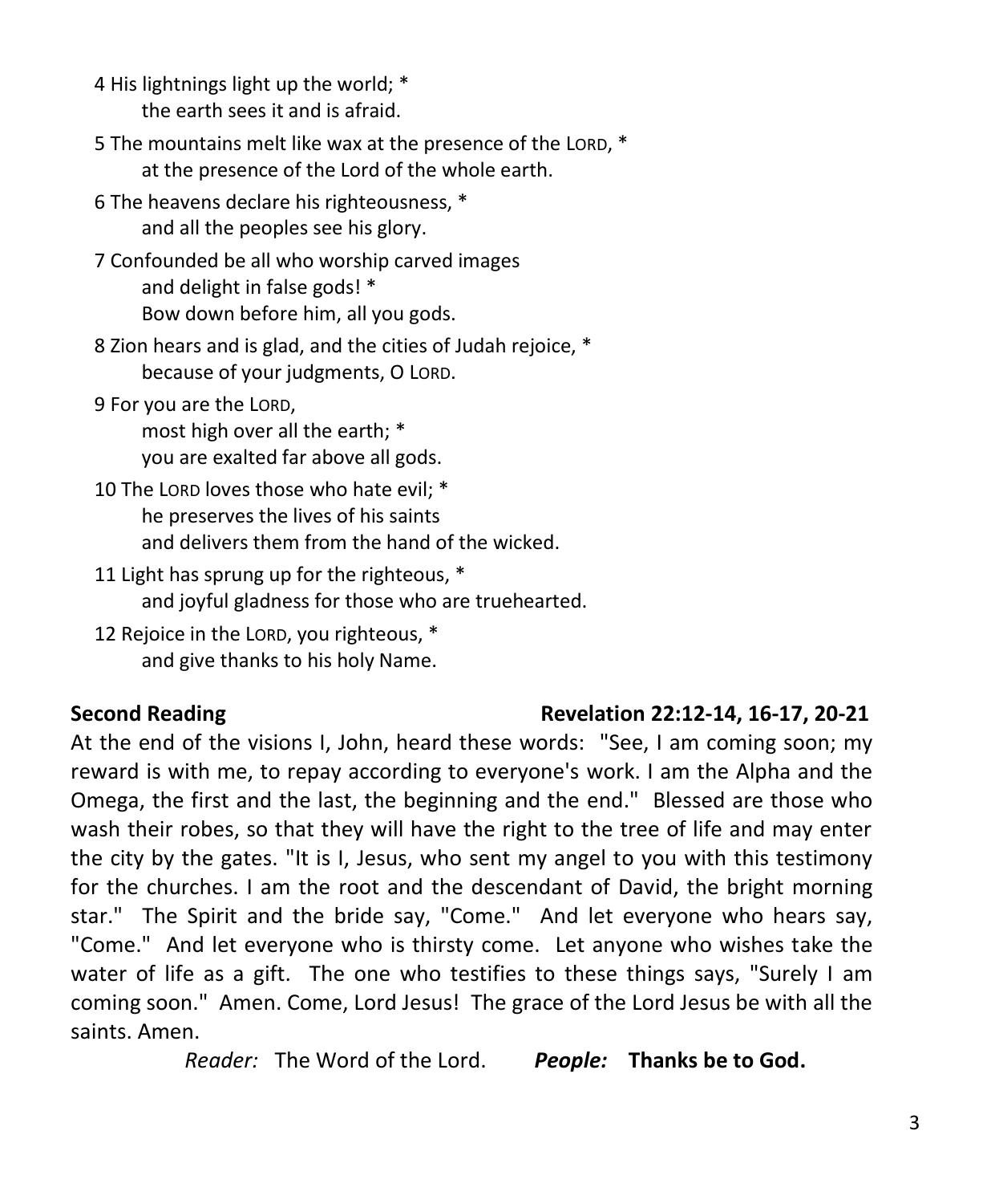4 His lightnings light up the world; *
   the earth sees it and is afraid.

5 The mountains melt like wax at the presence of the LORD, *
   at the presence of the Lord of the whole earth.

6 The heavens declare his righteousness, *
   and all the peoples see his glory.

7 Confounded be all who worship carved images
   and delight in false gods! *
   Bow down before him, all you gods.

8 Zion hears and is glad, and the cities of Judah rejoice, *
   because of your judgments, O LORD.

9 For you are the LORD,
   most high over all the earth; *
   you are exalted far above all gods.

10 The LORD loves those who hate evil; *
   he preserves the lives of his saints
   and delivers them from the hand of the wicked.

11 Light has sprung up for the righteous, *
   and joyful gladness for those who are truehearted.

12 Rejoice in the LORD, you righteous, *
   and give thanks to his holy Name.

**Second Reading** **Revelation 22:12-14, 16-17, 20-21**

At the end of the visions I, John, heard these words: "See, I am coming soon; my reward is with me, to repay according to everyone's work. I am the Alpha and the Omega, the first and the last, the beginning and the end." Blessed are those who wash their robes, so that they will have the right to the tree of life and may enter the city by the gates. "It is I, Jesus, who sent my angel to you with this testimony for the churches. I am the root and the descendant of David, the bright morning star." The Spirit and the bride say, "Come." And let everyone who hears say, "Come." And let everyone who is thirsty come. Let anyone who wishes take the water of life as a gift. The one who testifies to these things says, "Surely I am coming soon." Amen. Come, Lord Jesus! The grace of the Lord Jesus be with all the saints. Amen.

*Reader:* The Word of the Lord. ***People:*** **Thanks be to God.**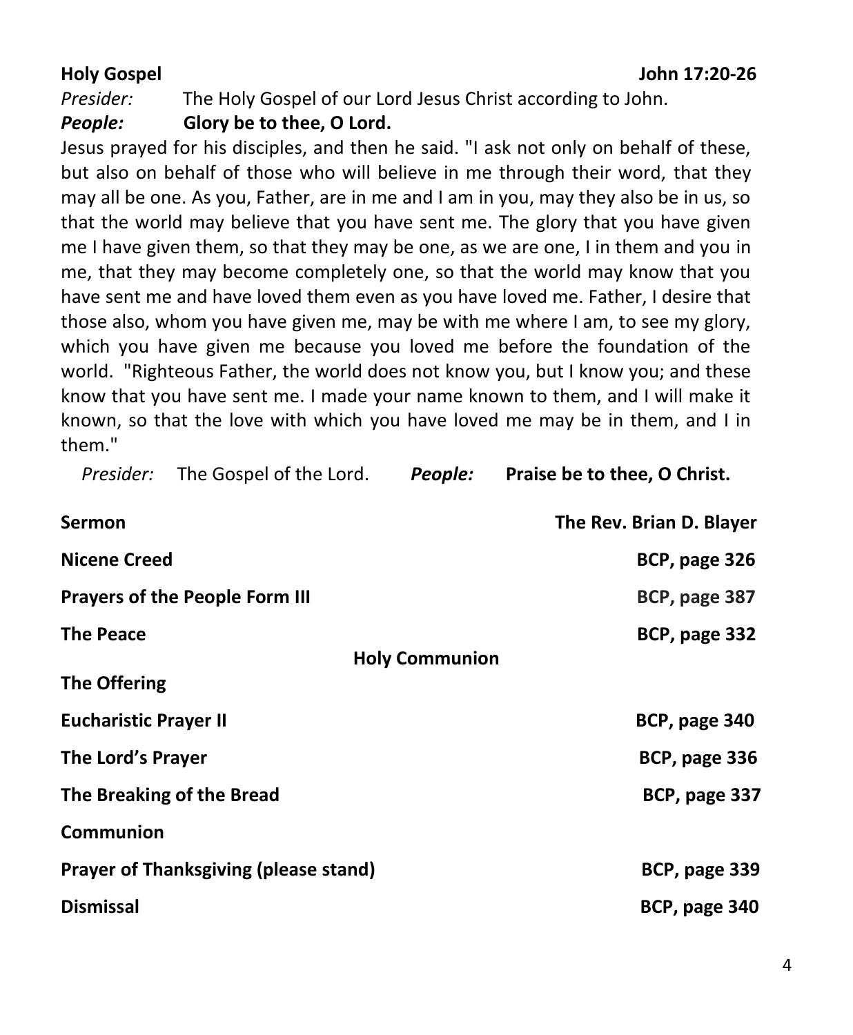**Holy Gospel** **John 17:20-26**

*Presider:* The Holy Gospel of our Lord Jesus Christ according to John.

***People:*** **Glory be to thee, O Lord.**

Jesus prayed for his disciples, and then he said. "I ask not only on behalf of these, but also on behalf of those who will believe in me through their word, that they may all be one. As you, Father, are in me and I am in you, may they also be in us, so that the world may believe that you have sent me. The glory that you have given me I have given them, so that they may be one, as we are one, I in them and you in me, that they may become completely one, so that the world may know that you have sent me and have loved them even as you have loved me. Father, I desire that those also, whom you have given me, may be with me where I am, to see my glory, which you have given me because you loved me before the foundation of the world. "Righteous Father, the world does not know you, but I know you; and these know that you have sent me. I made your name known to them, and I will make it known, so that the love with which you have loved me may be in them, and I in them."

*Presider:* The Gospel of the Lord. ***People:*** **Praise be to thee, O Christ.**

**Sermon** **The Rev. Brian D. Blayer**

**Nicene Creed** **BCP, page 326**

**Prayers of the People Form III** **BCP, page 387**

**The Peace** **BCP, page 332**

**Holy Communion**

**The Offering**

**Eucharistic Prayer II** **BCP, page 340**

**The Lord's Prayer** **BCP, page 336**

**The Breaking of the Bread** **BCP, page 337**

**Communion**

**Prayer of Thanksgiving (please stand)** **BCP, page 339**

**Dismissal** **BCP, page 340**